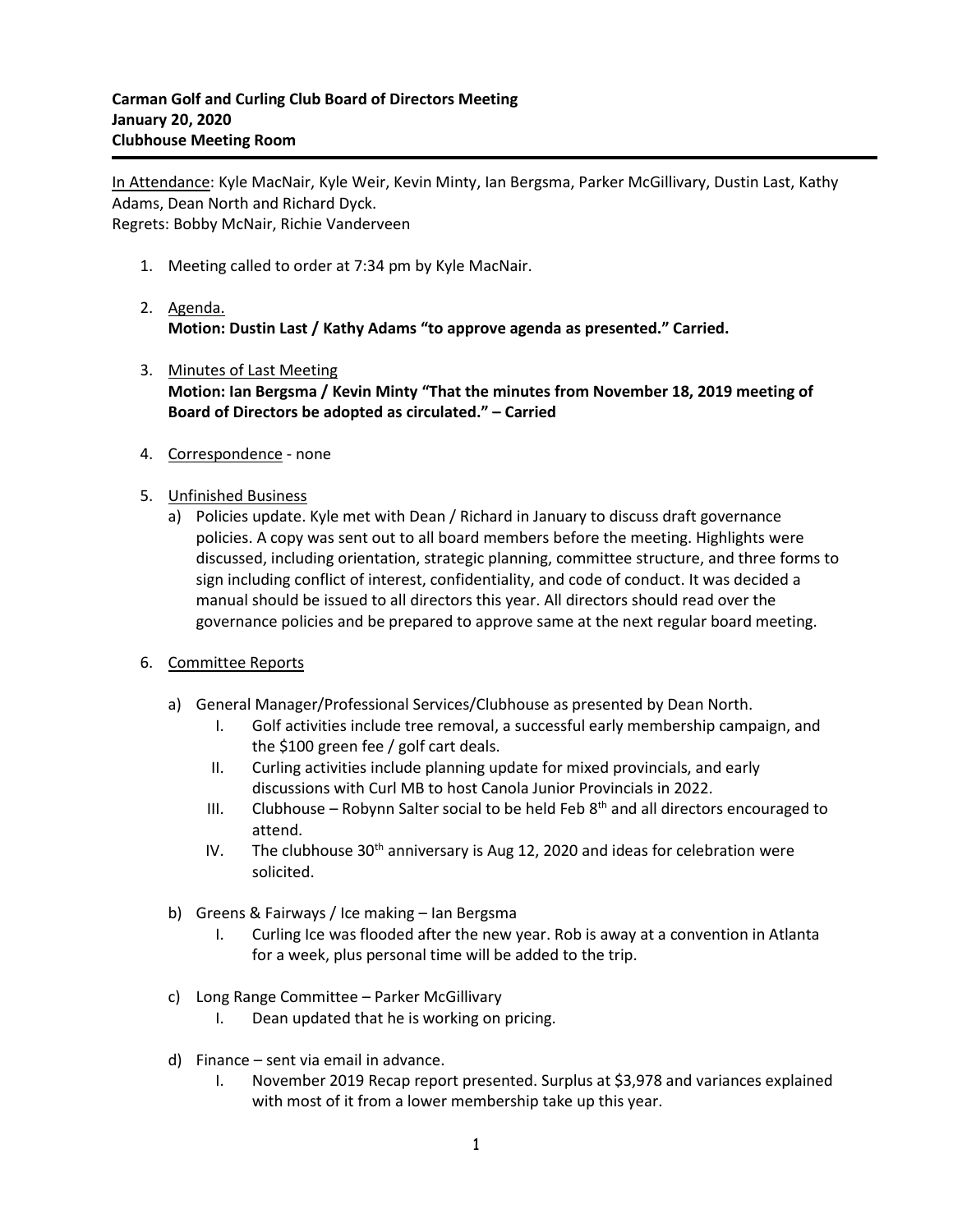**Carman Golf and Curling Club Board of Directors Meeting**
**January 20, 2020**
**Clubhouse Meeting Room**

---

<u>In Attendance</u>: Kyle MacNair, Kyle Weir, Kevin Minty, Ian Bergsma, Parker McGillivary, Dustin Last, Kathy Adams, Dean North and Richard Dyck.
Regrets: Bobby McNair, Richie Vanderveen

1. Meeting called to order at 7:34 pm by Kyle MacNair.

2. <u>Agenda.</u>
   **Motion: Dustin Last / Kathy Adams "to approve agenda as presented." Carried.**

3. <u>Minutes of Last Meeting</u>
   **Motion: Ian Bergsma / Kevin Minty "That the minutes from November 18, 2019 meeting of Board of Directors be adopted as circulated." – Carried**

4. <u>Correspondence</u> - none

5. <u>Unfinished Business</u>
   a) Policies update. Kyle met with Dean / Richard in January to discuss draft governance policies. A copy was sent out to all board members before the meeting. Highlights were discussed, including orientation, strategic planning, committee structure, and three forms to sign including conflict of interest, confidentiality, and code of conduct. It was decided a manual should be issued to all directors this year. All directors should read over the governance policies and be prepared to approve same at the next regular board meeting.

6. <u>Committee Reports</u>

   a) General Manager/Professional Services/Clubhouse as presented by Dean North.
      I. Golf activities include tree removal, a successful early membership campaign, and the $100 green fee / golf cart deals.
      II. Curling activities include planning update for mixed provincials, and early discussions with Curl MB to host Canola Junior Provincials in 2022.
      III. Clubhouse – Robynn Salter social to be held Feb 8th and all directors encouraged to attend.
      IV. The clubhouse 30th anniversary is Aug 12, 2020 and ideas for celebration were solicited.

   b) Greens & Fairways / Ice making – Ian Bergsma
      I. Curling Ice was flooded after the new year. Rob is away at a convention in Atlanta for a week, plus personal time will be added to the trip.

   c) Long Range Committee – Parker McGillivary
      I. Dean updated that he is working on pricing.

   d) Finance – sent via email in advance.
      I. November 2019 Recap report presented. Surplus at $3,978 and variances explained with most of it from a lower membership take up this year.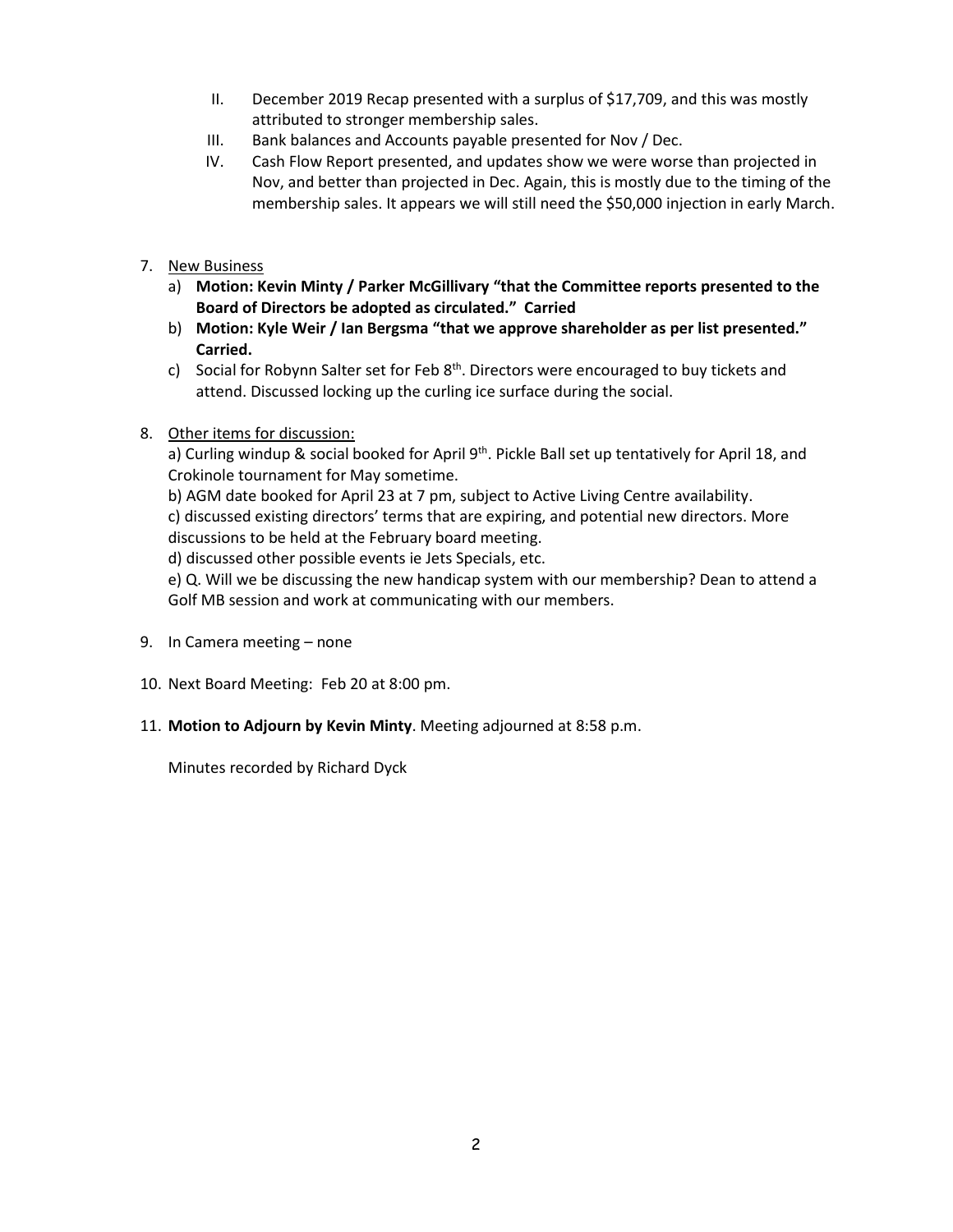II. December 2019 Recap presented with a surplus of $17,709, and this was mostly attributed to stronger membership sales.
III. Bank balances and Accounts payable presented for Nov / Dec.
IV. Cash Flow Report presented, and updates show we were worse than projected in Nov, and better than projected in Dec. Again, this is mostly due to the timing of the membership sales. It appears we will still need the $50,000 injection in early March.

7. <u>New Business</u>
   a) **Motion: Kevin Minty / Parker McGillivary "that the Committee reports presented to the Board of Directors be adopted as circulated." Carried**
   b) **Motion: Kyle Weir / Ian Bergsma "that we approve shareholder as per list presented." Carried.**
   c) Social for Robynn Salter set for Feb 8th. Directors were encouraged to buy tickets and attend. Discussed locking up the curling ice surface during the social.

8. <u>Other items for discussion:</u>
   a) Curling windup & social booked for April 9th. Pickle Ball set up tentatively for April 18, and Crokinole tournament for May sometime.
   b) AGM date booked for April 23 at 7 pm, subject to Active Living Centre availability.
   c) discussed existing directors' terms that are expiring, and potential new directors. More discussions to be held at the February board meeting.
   d) discussed other possible events ie Jets Specials, etc.
   e) Q. Will we be discussing the new handicap system with our membership? Dean to attend a Golf MB session and work at communicating with our members.

9. In Camera meeting – none

10. Next Board Meeting: Feb 20 at 8:00 pm.

11. **Motion to Adjourn by Kevin Minty**. Meeting adjourned at 8:58 p.m.

    Minutes recorded by Richard Dyck